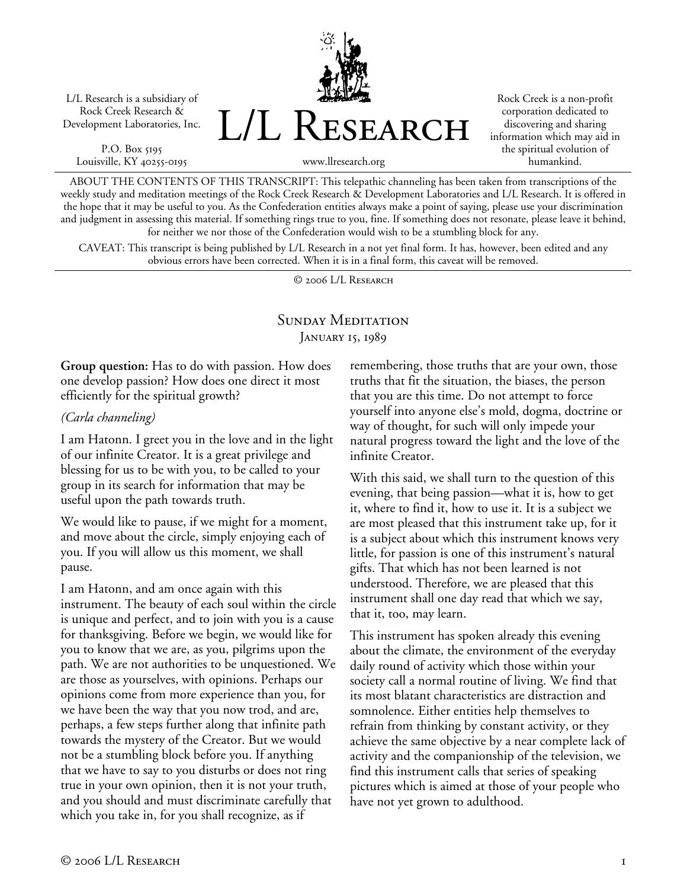L/L Research is a subsidiary of Rock Creek Research & Development Laboratories, Inc.

P.O. Box 5195
Louisville, KY 40255-0195

# L/L Research

www.llresearch.org

Rock Creek is a non-profit corporation dedicated to discovering and sharing information which may aid in the spiritual evolution of humankind.

ABOUT THE CONTENTS OF THIS TRANSCRIPT: This telepathic channeling has been taken from transcriptions of the weekly study and meditation meetings of the Rock Creek Research & Development Laboratories and L/L Research. It is offered in the hope that it may be useful to you. As the Confederation entities always make a point of saying, please use your discrimination and judgment in assessing this material. If something rings true to you, fine. If something does not resonate, please leave it behind, for neither we nor those of the Confederation would wish to be a stumbling block for any.

CAVEAT: This transcript is being published by L/L Research in a not yet final form. It has, however, been edited and any obvious errors have been corrected. When it is in a final form, this caveat will be removed.

© 2006 L/L Research

## Sunday Meditation
### January 15, 1989

**Group question:** Has to do with passion. How does one develop passion? How does one direct it most efficiently for the spiritual growth?

*(Carla channeling)*

I am Hatonn. I greet you in the love and in the light of our infinite Creator. It is a great privilege and blessing for us to be with you, to be called to your group in its search for information that may be useful upon the path towards truth.

We would like to pause, if we might for a moment, and move about the circle, simply enjoying each of you. If you will allow us this moment, we shall pause.

I am Hatonn, and am once again with this instrument. The beauty of each soul within the circle is unique and perfect, and to join with you is a cause for thanksgiving. Before we begin, we would like for you to know that we are, as you, pilgrims upon the path. We are not authorities to be unquestioned. We are those as yourselves, with opinions. Perhaps our opinions come from more experience than you, for we have been the way that you now trod, and are, perhaps, a few steps further along that infinite path towards the mystery of the Creator. But we would not be a stumbling block before you. If anything that we have to say to you disturbs or does not ring true in your own opinion, then it is not your truth, and you should and must discriminate carefully that which you take in, for you shall recognize, as if remembering, those truths that are your own, those truths that fit the situation, the biases, the person that you are this time. Do not attempt to force yourself into anyone else's mold, dogma, doctrine or way of thought, for such will only impede your natural progress toward the light and the love of the infinite Creator.

With this said, we shall turn to the question of this evening, that being passion—what it is, how to get it, where to find it, how to use it. It is a subject we are most pleased that this instrument take up, for it is a subject about which this instrument knows very little, for passion is one of this instrument's natural gifts. That which has not been learned is not understood. Therefore, we are pleased that this instrument shall one day read that which we say, that it, too, may learn.

This instrument has spoken already this evening about the climate, the environment of the everyday daily round of activity which those within your society call a normal routine of living. We find that its most blatant characteristics are distraction and somnolence. Either entities help themselves to refrain from thinking by constant activity, or they achieve the same objective by a near complete lack of activity and the companionship of the television, we find this instrument calls that series of speaking pictures which is aimed at those of your people who have not yet grown to adulthood.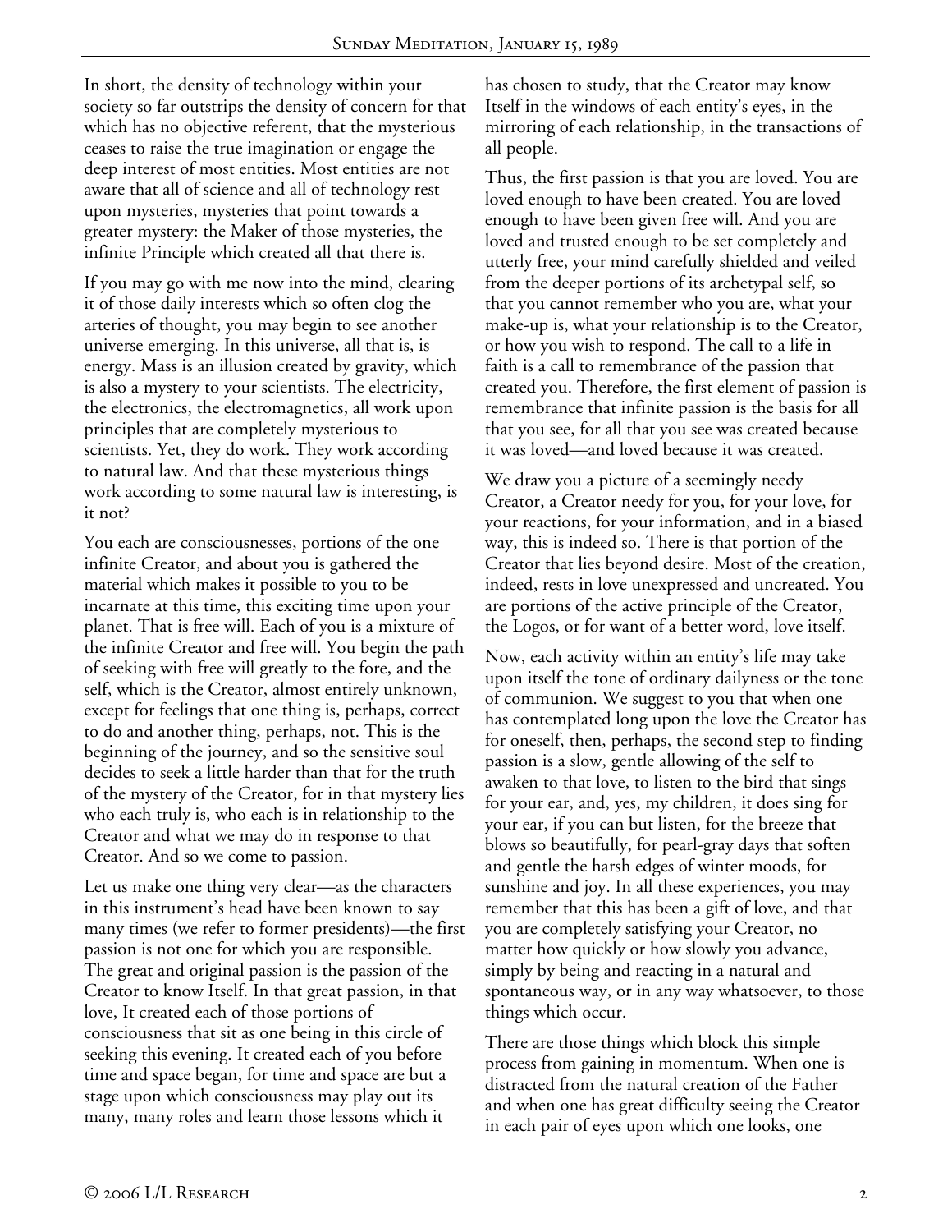In short, the density of technology within your society so far outstrips the density of concern for that which has no objective referent, that the mysterious ceases to raise the true imagination or engage the deep interest of most entities. Most entities are not aware that all of science and all of technology rest upon mysteries, mysteries that point towards a greater mystery: the Maker of those mysteries, the infinite Principle which created all that there is.

If you may go with me now into the mind, clearing it of those daily interests which so often clog the arteries of thought, you may begin to see another universe emerging. In this universe, all that is, is energy. Mass is an illusion created by gravity, which is also a mystery to your scientists. The electricity, the electronics, the electromagnetics, all work upon principles that are completely mysterious to scientists. Yet, they do work. They work according to natural law. And that these mysterious things work according to some natural law is interesting, is it not?

You each are consciousnesses, portions of the one infinite Creator, and about you is gathered the material which makes it possible to you to be incarnate at this time, this exciting time upon your planet. That is free will. Each of you is a mixture of the infinite Creator and free will. You begin the path of seeking with free will greatly to the fore, and the self, which is the Creator, almost entirely unknown, except for feelings that one thing is, perhaps, correct to do and another thing, perhaps, not. This is the beginning of the journey, and so the sensitive soul decides to seek a little harder than that for the truth of the mystery of the Creator, for in that mystery lies who each truly is, who each is in relationship to the Creator and what we may do in response to that Creator. And so we come to passion.

Let us make one thing very clear—as the characters in this instrument's head have been known to say many times (we refer to former presidents)—the first passion is not one for which you are responsible. The great and original passion is the passion of the Creator to know Itself. In that great passion, in that love, It created each of those portions of consciousness that sit as one being in this circle of seeking this evening. It created each of you before time and space began, for time and space are but a stage upon which consciousness may play out its many, many roles and learn those lessons which it has chosen to study, that the Creator may know Itself in the windows of each entity's eyes, in the mirroring of each relationship, in the transactions of all people.

Thus, the first passion is that you are loved. You are loved enough to have been created. You are loved enough to have been given free will. And you are loved and trusted enough to be set completely and utterly free, your mind carefully shielded and veiled from the deeper portions of its archetypal self, so that you cannot remember who you are, what your make-up is, what your relationship is to the Creator, or how you wish to respond. The call to a life in faith is a call to remembrance of the passion that created you. Therefore, the first element of passion is remembrance that infinite passion is the basis for all that you see, for all that you see was created because it was loved—and loved because it was created.

We draw you a picture of a seemingly needy Creator, a Creator needy for you, for your love, for your reactions, for your information, and in a biased way, this is indeed so. There is that portion of the Creator that lies beyond desire. Most of the creation, indeed, rests in love unexpressed and uncreated. You are portions of the active principle of the Creator, the Logos, or for want of a better word, love itself.

Now, each activity within an entity's life may take upon itself the tone of ordinary dailyness or the tone of communion. We suggest to you that when one has contemplated long upon the love the Creator has for oneself, then, perhaps, the second step to finding passion is a slow, gentle allowing of the self to awaken to that love, to listen to the bird that sings for your ear, and, yes, my children, it does sing for your ear, if you can but listen, for the breeze that blows so beautifully, for pearl-gray days that soften and gentle the harsh edges of winter moods, for sunshine and joy. In all these experiences, you may remember that this has been a gift of love, and that you are completely satisfying your Creator, no matter how quickly or how slowly you advance, simply by being and reacting in a natural and spontaneous way, or in any way whatsoever, to those things which occur.

There are those things which block this simple process from gaining in momentum. When one is distracted from the natural creation of the Father and when one has great difficulty seeing the Creator in each pair of eyes upon which one looks, one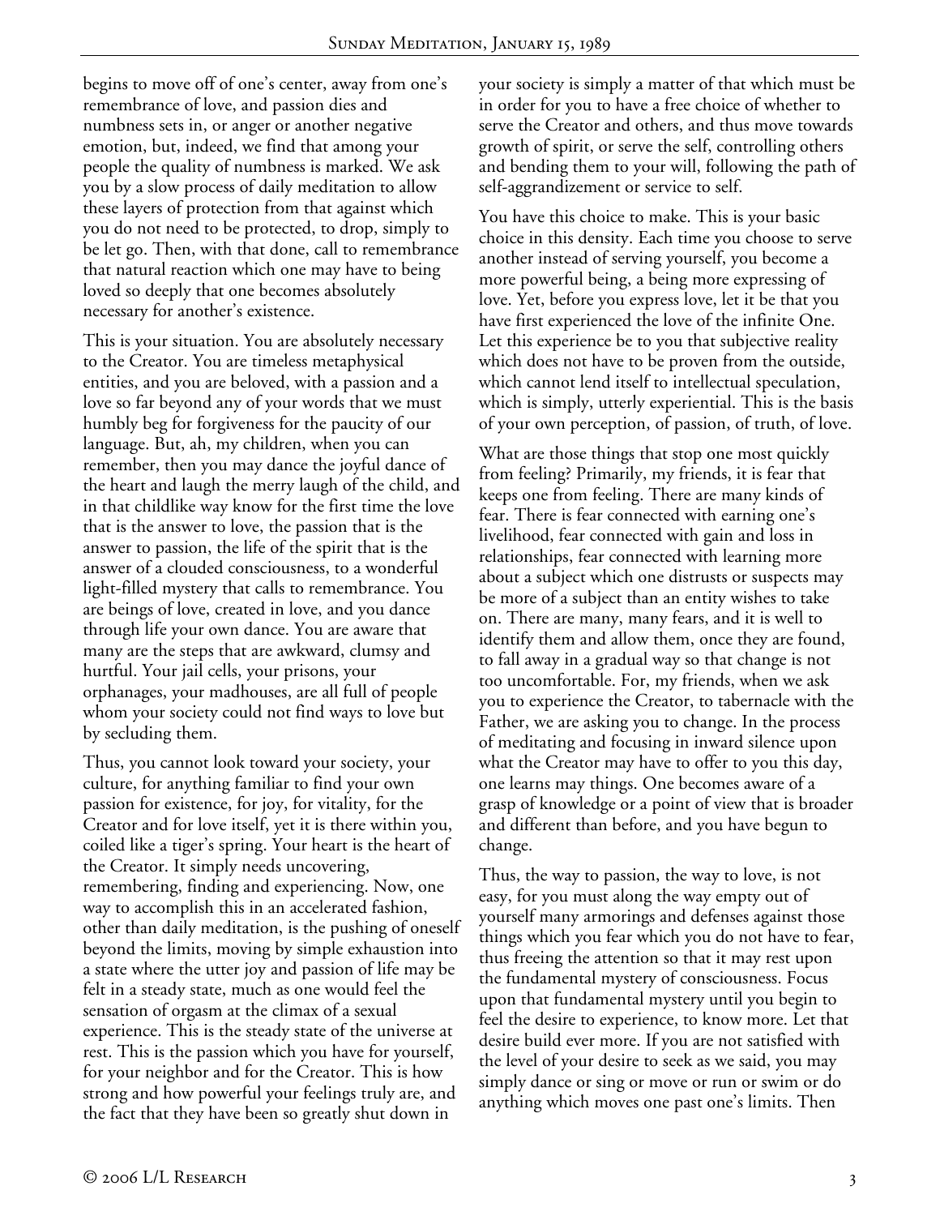begins to move off of one's center, away from one's remembrance of love, and passion dies and numbness sets in, or anger or another negative emotion, but, indeed, we find that among your people the quality of numbness is marked. We ask you by a slow process of daily meditation to allow these layers of protection from that against which you do not need to be protected, to drop, simply to be let go. Then, with that done, call to remembrance that natural reaction which one may have to being loved so deeply that one becomes absolutely necessary for another's existence.

This is your situation. You are absolutely necessary to the Creator. You are timeless metaphysical entities, and you are beloved, with a passion and a love so far beyond any of your words that we must humbly beg for forgiveness for the paucity of our language. But, ah, my children, when you can remember, then you may dance the joyful dance of the heart and laugh the merry laugh of the child, and in that childlike way know for the first time the love that is the answer to love, the passion that is the answer to passion, the life of the spirit that is the answer of a clouded consciousness, to a wonderful light-filled mystery that calls to remembrance. You are beings of love, created in love, and you dance through life your own dance. You are aware that many are the steps that are awkward, clumsy and hurtful. Your jail cells, your prisons, your orphanages, your madhouses, are all full of people whom your society could not find ways to love but by secluding them.

Thus, you cannot look toward your society, your culture, for anything familiar to find your own passion for existence, for joy, for vitality, for the Creator and for love itself, yet it is there within you, coiled like a tiger's spring. Your heart is the heart of the Creator. It simply needs uncovering, remembering, finding and experiencing. Now, one way to accomplish this in an accelerated fashion, other than daily meditation, is the pushing of oneself beyond the limits, moving by simple exhaustion into a state where the utter joy and passion of life may be felt in a steady state, much as one would feel the sensation of orgasm at the climax of a sexual experience. This is the steady state of the universe at rest. This is the passion which you have for yourself, for your neighbor and for the Creator. This is how strong and how powerful your feelings truly are, and the fact that they have been so greatly shut down in your society is simply a matter of that which must be in order for you to have a free choice of whether to serve the Creator and others, and thus move towards growth of spirit, or serve the self, controlling others and bending them to your will, following the path of self-aggrandizement or service to self.

You have this choice to make. This is your basic choice in this density. Each time you choose to serve another instead of serving yourself, you become a more powerful being, a being more expressing of love. Yet, before you express love, let it be that you have first experienced the love of the infinite One. Let this experience be to you that subjective reality which does not have to be proven from the outside, which cannot lend itself to intellectual speculation, which is simply, utterly experiential. This is the basis of your own perception, of passion, of truth, of love.

What are those things that stop one most quickly from feeling? Primarily, my friends, it is fear that keeps one from feeling. There are many kinds of fear. There is fear connected with earning one's livelihood, fear connected with gain and loss in relationships, fear connected with learning more about a subject which one distrusts or suspects may be more of a subject than an entity wishes to take on. There are many, many fears, and it is well to identify them and allow them, once they are found, to fall away in a gradual way so that change is not too uncomfortable. For, my friends, when we ask you to experience the Creator, to tabernacle with the Father, we are asking you to change. In the process of meditating and focusing in inward silence upon what the Creator may have to offer to you this day, one learns may things. One becomes aware of a grasp of knowledge or a point of view that is broader and different than before, and you have begun to change.

Thus, the way to passion, the way to love, is not easy, for you must along the way empty out of yourself many armorings and defenses against those things which you fear which you do not have to fear, thus freeing the attention so that it may rest upon the fundamental mystery of consciousness. Focus upon that fundamental mystery until you begin to feel the desire to experience, to know more. Let that desire build ever more. If you are not satisfied with the level of your desire to seek as we said, you may simply dance or sing or move or run or swim or do anything which moves one past one's limits. Then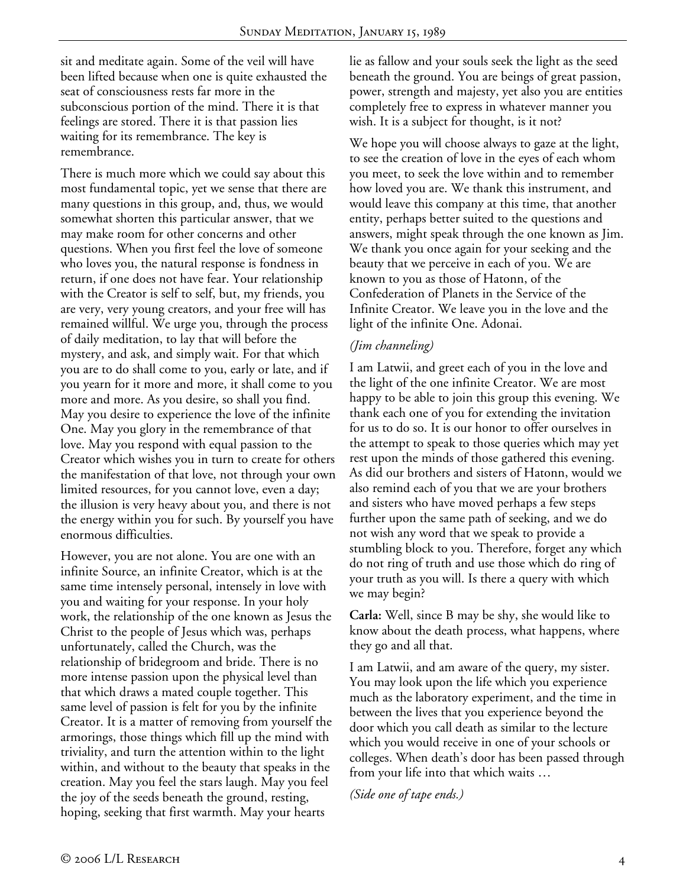sit and meditate again. Some of the veil will have been lifted because when one is quite exhausted the seat of consciousness rests far more in the subconscious portion of the mind. There it is that feelings are stored. There it is that passion lies waiting for its remembrance. The key is remembrance.

There is much more which we could say about this most fundamental topic, yet we sense that there are many questions in this group, and, thus, we would somewhat shorten this particular answer, that we may make room for other concerns and other questions. When you first feel the love of someone who loves you, the natural response is fondness in return, if one does not have fear. Your relationship with the Creator is self to self, but, my friends, you are very, very young creators, and your free will has remained willful. We urge you, through the process of daily meditation, to lay that will before the mystery, and ask, and simply wait. For that which you are to do shall come to you, early or late, and if you yearn for it more and more, it shall come to you more and more. As you desire, so shall you find. May you desire to experience the love of the infinite One. May you glory in the remembrance of that love. May you respond with equal passion to the Creator which wishes you in turn to create for others the manifestation of that love, not through your own limited resources, for you cannot love, even a day; the illusion is very heavy about you, and there is not the energy within you for such. By yourself you have enormous difficulties.

However, you are not alone. You are one with an infinite Source, an infinite Creator, which is at the same time intensely personal, intensely in love with you and waiting for your response. In your holy work, the relationship of the one known as Jesus the Christ to the people of Jesus which was, perhaps unfortunately, called the Church, was the relationship of bridegroom and bride. There is no more intense passion upon the physical level than that which draws a mated couple together. This same level of passion is felt for you by the infinite Creator. It is a matter of removing from yourself the armorings, those things which fill up the mind with triviality, and turn the attention within to the light within, and without to the beauty that speaks in the creation. May you feel the stars laugh. May you feel the joy of the seeds beneath the ground, resting, hoping, seeking that first warmth. May your hearts lie as fallow and your souls seek the light as the seed beneath the ground. You are beings of great passion, power, strength and majesty, yet also you are entities completely free to express in whatever manner you wish. It is a subject for thought, is it not?

We hope you will choose always to gaze at the light, to see the creation of love in the eyes of each whom you meet, to seek the love within and to remember how loved you are. We thank this instrument, and would leave this company at this time, that another entity, perhaps better suited to the questions and answers, might speak through the one known as Jim. We thank you once again for your seeking and the beauty that we perceive in each of you. We are known to you as those of Hatonn, of the Confederation of Planets in the Service of the Infinite Creator. We leave you in the love and the light of the infinite One. Adonai.

*(Jim channeling)*

I am Latwii, and greet each of you in the love and the light of the one infinite Creator. We are most happy to be able to join this group this evening. We thank each one of you for extending the invitation for us to do so. It is our honor to offer ourselves in the attempt to speak to those queries which may yet rest upon the minds of those gathered this evening. As did our brothers and sisters of Hatonn, would we also remind each of you that we are your brothers and sisters who have moved perhaps a few steps further upon the same path of seeking, and we do not wish any word that we speak to provide a stumbling block to you. Therefore, forget any which do not ring of truth and use those which do ring of your truth as you will. Is there a query with which we may begin?

**Carla:** Well, since B may be shy, she would like to know about the death process, what happens, where they go and all that.

I am Latwii, and am aware of the query, my sister. You may look upon the life which you experience much as the laboratory experiment, and the time in between the lives that you experience beyond the door which you call death as similar to the lecture which you would receive in one of your schools or colleges. When death's door has been passed through from your life into that which waits …

*(Side one of tape ends.)*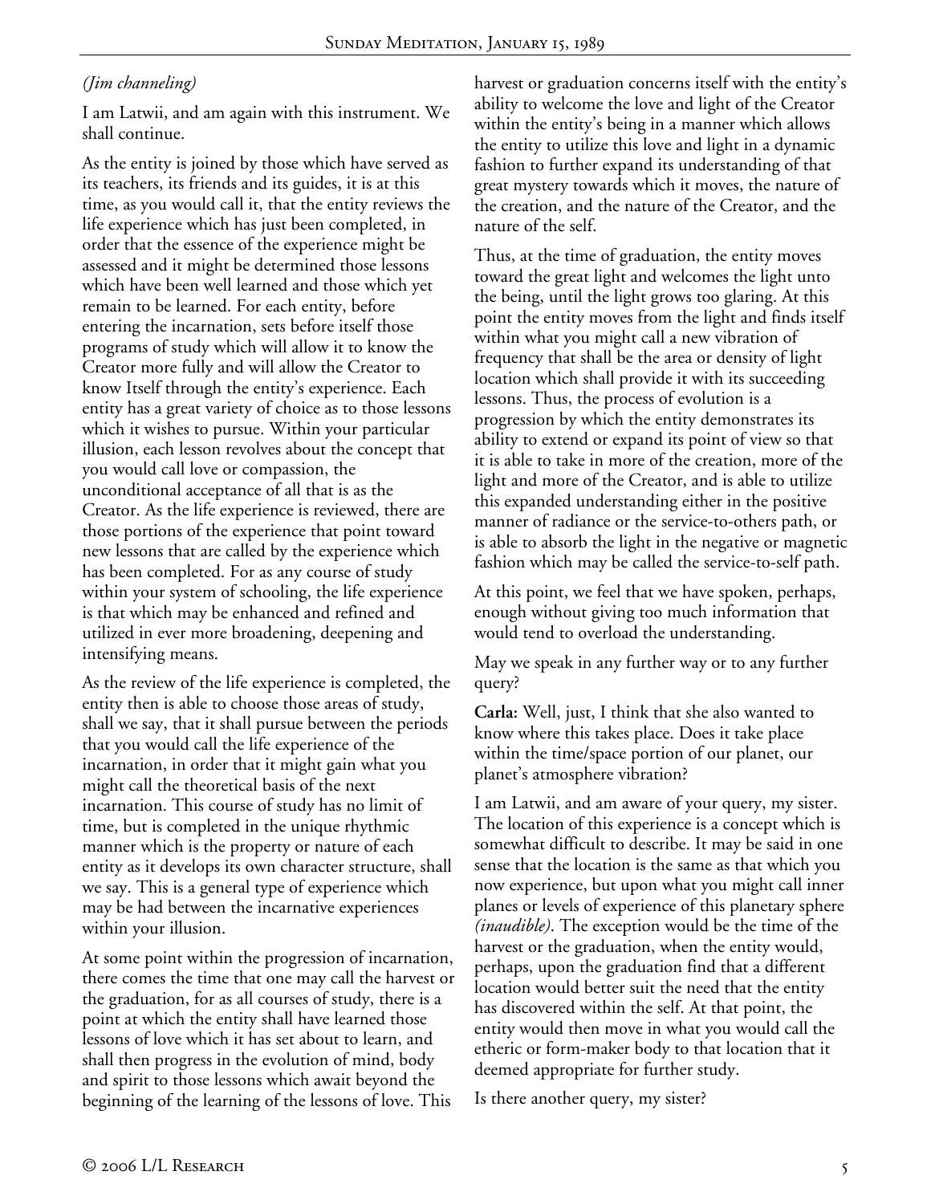*(Jim channeling)*

I am Latwii, and am again with this instrument. We shall continue.

As the entity is joined by those which have served as its teachers, its friends and its guides, it is at this time, as you would call it, that the entity reviews the life experience which has just been completed, in order that the essence of the experience might be assessed and it might be determined those lessons which have been well learned and those which yet remain to be learned. For each entity, before entering the incarnation, sets before itself those programs of study which will allow it to know the Creator more fully and will allow the Creator to know Itself through the entity's experience. Each entity has a great variety of choice as to those lessons which it wishes to pursue. Within your particular illusion, each lesson revolves about the concept that you would call love or compassion, the unconditional acceptance of all that is as the Creator. As the life experience is reviewed, there are those portions of the experience that point toward new lessons that are called by the experience which has been completed. For as any course of study within your system of schooling, the life experience is that which may be enhanced and refined and utilized in ever more broadening, deepening and intensifying means.

As the review of the life experience is completed, the entity then is able to choose those areas of study, shall we say, that it shall pursue between the periods that you would call the life experience of the incarnation, in order that it might gain what you might call the theoretical basis of the next incarnation. This course of study has no limit of time, but is completed in the unique rhythmic manner which is the property or nature of each entity as it develops its own character structure, shall we say. This is a general type of experience which may be had between the incarnative experiences within your illusion.

At some point within the progression of incarnation, there comes the time that one may call the harvest or the graduation, for as all courses of study, there is a point at which the entity shall have learned those lessons of love which it has set about to learn, and shall then progress in the evolution of mind, body and spirit to those lessons which await beyond the beginning of the learning of the lessons of love. This harvest or graduation concerns itself with the entity's ability to welcome the love and light of the Creator within the entity's being in a manner which allows the entity to utilize this love and light in a dynamic fashion to further expand its understanding of that great mystery towards which it moves, the nature of the creation, and the nature of the Creator, and the nature of the self.

Thus, at the time of graduation, the entity moves toward the great light and welcomes the light unto the being, until the light grows too glaring. At this point the entity moves from the light and finds itself within what you might call a new vibration of frequency that shall be the area or density of light location which shall provide it with its succeeding lessons. Thus, the process of evolution is a progression by which the entity demonstrates its ability to extend or expand its point of view so that it is able to take in more of the creation, more of the light and more of the Creator, and is able to utilize this expanded understanding either in the positive manner of radiance or the service-to-others path, or is able to absorb the light in the negative or magnetic fashion which may be called the service-to-self path.

At this point, we feel that we have spoken, perhaps, enough without giving too much information that would tend to overload the understanding.

May we speak in any further way or to any further query?

**Carla:** Well, just, I think that she also wanted to know where this takes place. Does it take place within the time/space portion of our planet, our planet's atmosphere vibration?

I am Latwii, and am aware of your query, my sister. The location of this experience is a concept which is somewhat difficult to describe. It may be said in one sense that the location is the same as that which you now experience, but upon what you might call inner planes or levels of experience of this planetary sphere *(inaudible)*. The exception would be the time of the harvest or the graduation, when the entity would, perhaps, upon the graduation find that a different location would better suit the need that the entity has discovered within the self. At that point, the entity would then move in what you would call the etheric or form-maker body to that location that it deemed appropriate for further study.

Is there another query, my sister?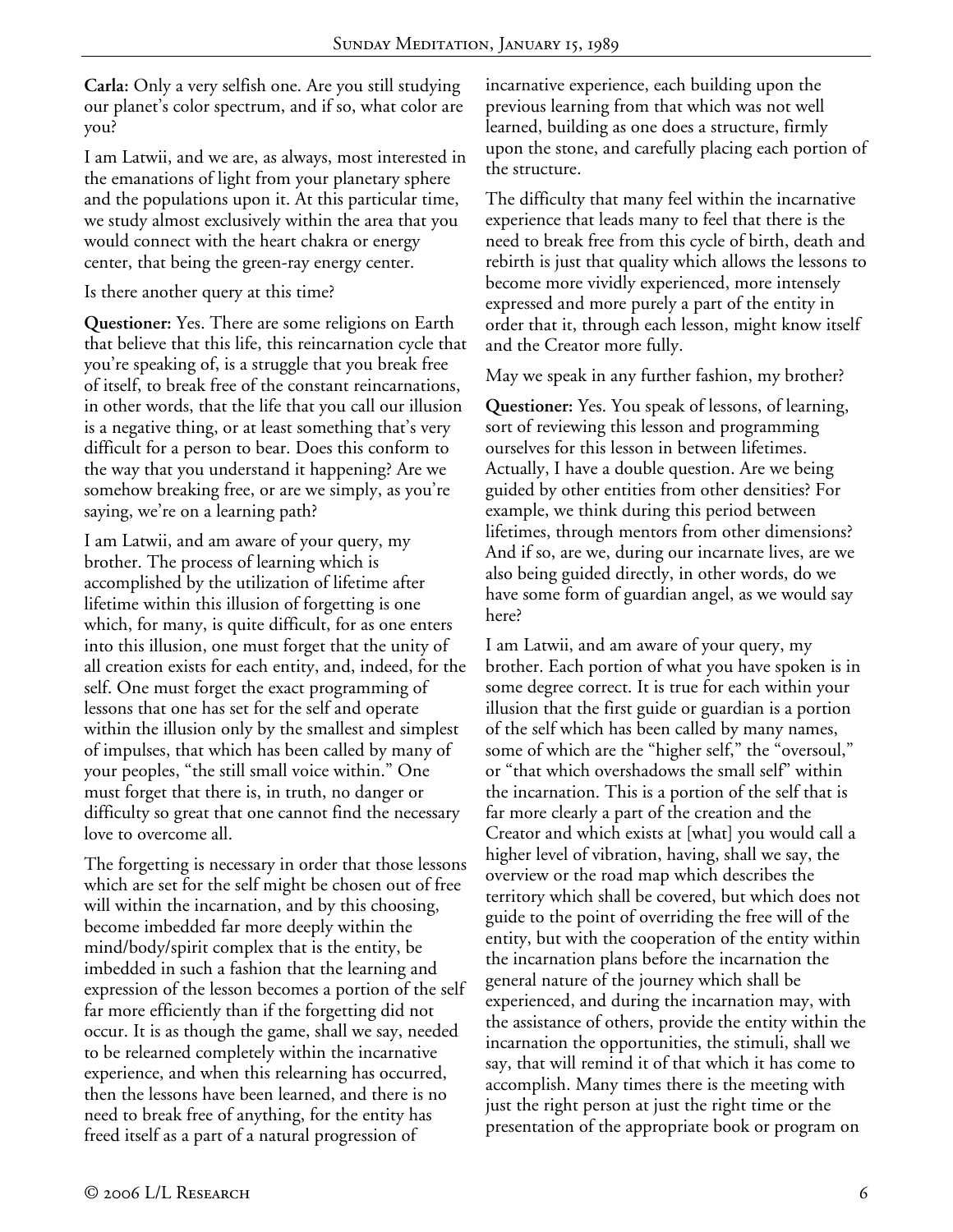**Carla:** Only a very selfish one. Are you still studying our planet's color spectrum, and if so, what color are you?

I am Latwii, and we are, as always, most interested in the emanations of light from your planetary sphere and the populations upon it. At this particular time, we study almost exclusively within the area that you would connect with the heart chakra or energy center, that being the green-ray energy center.

Is there another query at this time?

**Questioner:** Yes. There are some religions on Earth that believe that this life, this reincarnation cycle that you're speaking of, is a struggle that you break free of itself, to break free of the constant reincarnations, in other words, that the life that you call our illusion is a negative thing, or at least something that's very difficult for a person to bear. Does this conform to the way that you understand it happening? Are we somehow breaking free, or are we simply, as you're saying, we're on a learning path?

I am Latwii, and am aware of your query, my brother. The process of learning which is accomplished by the utilization of lifetime after lifetime within this illusion of forgetting is one which, for many, is quite difficult, for as one enters into this illusion, one must forget that the unity of all creation exists for each entity, and, indeed, for the self. One must forget the exact programming of lessons that one has set for the self and operate within the illusion only by the smallest and simplest of impulses, that which has been called by many of your peoples, "the still small voice within." One must forget that there is, in truth, no danger or difficulty so great that one cannot find the necessary love to overcome all.

The forgetting is necessary in order that those lessons which are set for the self might be chosen out of free will within the incarnation, and by this choosing, become imbedded far more deeply within the mind/body/spirit complex that is the entity, be imbedded in such a fashion that the learning and expression of the lesson becomes a portion of the self far more efficiently than if the forgetting did not occur. It is as though the game, shall we say, needed to be relearned completely within the incarnative experience, and when this relearning has occurred, then the lessons have been learned, and there is no need to break free of anything, for the entity has freed itself as a part of a natural progression of incarnative experience, each building upon the previous learning from that which was not well learned, building as one does a structure, firmly upon the stone, and carefully placing each portion of the structure.

The difficulty that many feel within the incarnative experience that leads many to feel that there is the need to break free from this cycle of birth, death and rebirth is just that quality which allows the lessons to become more vividly experienced, more intensely expressed and more purely a part of the entity in order that it, through each lesson, might know itself and the Creator more fully.

May we speak in any further fashion, my brother?

**Questioner:** Yes. You speak of lessons, of learning, sort of reviewing this lesson and programming ourselves for this lesson in between lifetimes. Actually, I have a double question. Are we being guided by other entities from other densities? For example, we think during this period between lifetimes, through mentors from other dimensions? And if so, are we, during our incarnate lives, are we also being guided directly, in other words, do we have some form of guardian angel, as we would say here?

I am Latwii, and am aware of your query, my brother. Each portion of what you have spoken is in some degree correct. It is true for each within your illusion that the first guide or guardian is a portion of the self which has been called by many names, some of which are the "higher self," the "oversoul," or "that which overshadows the small self" within the incarnation. This is a portion of the self that is far more clearly a part of the creation and the Creator and which exists at [what] you would call a higher level of vibration, having, shall we say, the overview or the road map which describes the territory which shall be covered, but which does not guide to the point of overriding the free will of the entity, but with the cooperation of the entity within the incarnation plans before the incarnation the general nature of the journey which shall be experienced, and during the incarnation may, with the assistance of others, provide the entity within the incarnation the opportunities, the stimuli, shall we say, that will remind it of that which it has come to accomplish. Many times there is the meeting with just the right person at just the right time or the presentation of the appropriate book or program on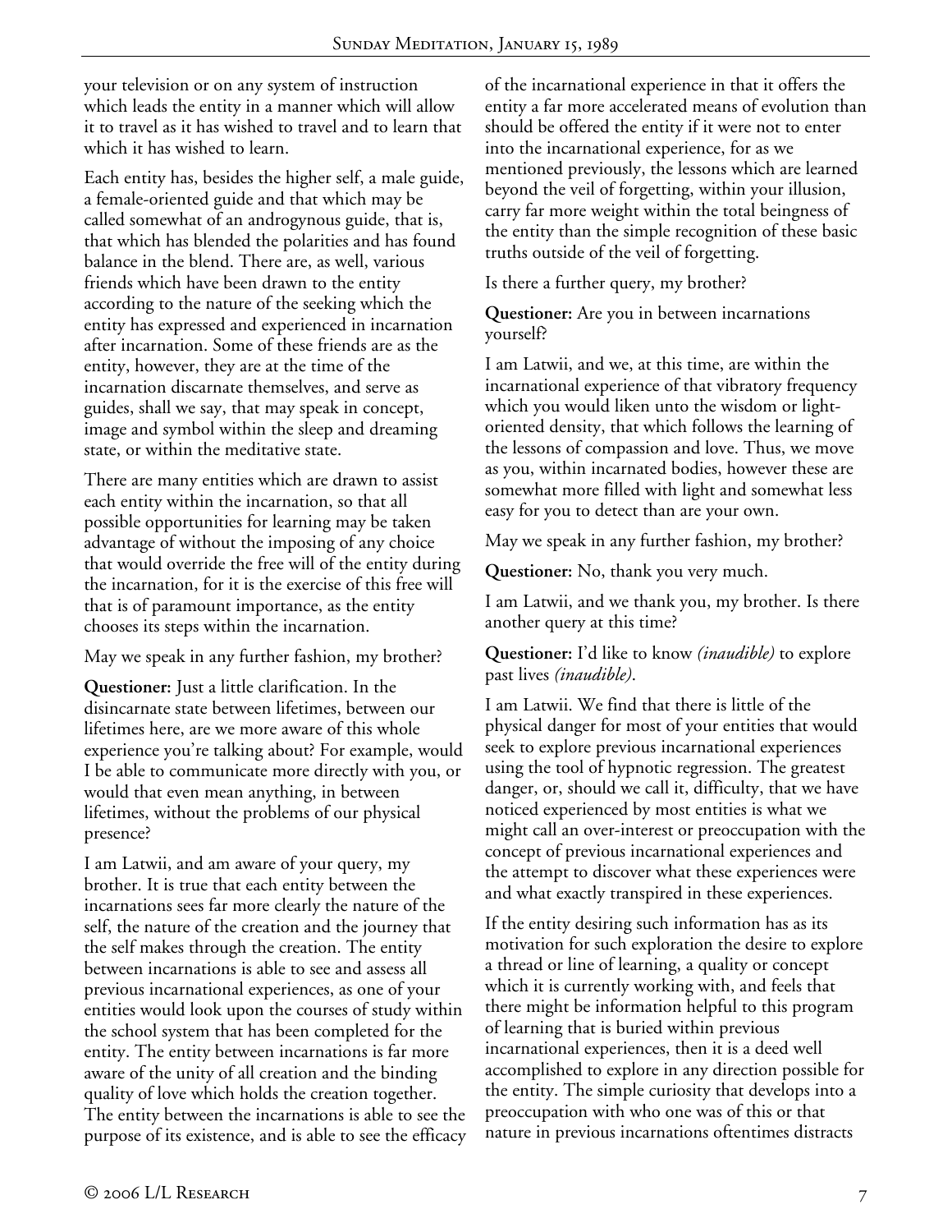your television or on any system of instruction which leads the entity in a manner which will allow it to travel as it has wished to travel and to learn that which it has wished to learn.

Each entity has, besides the higher self, a male guide, a female-oriented guide and that which may be called somewhat of an androgynous guide, that is, that which has blended the polarities and has found balance in the blend. There are, as well, various friends which have been drawn to the entity according to the nature of the seeking which the entity has expressed and experienced in incarnation after incarnation. Some of these friends are as the entity, however, they are at the time of the incarnation discarnate themselves, and serve as guides, shall we say, that may speak in concept, image and symbol within the sleep and dreaming state, or within the meditative state.

There are many entities which are drawn to assist each entity within the incarnation, so that all possible opportunities for learning may be taken advantage of without the imposing of any choice that would override the free will of the entity during the incarnation, for it is the exercise of this free will that is of paramount importance, as the entity chooses its steps within the incarnation.

May we speak in any further fashion, my brother?

**Questioner:** Just a little clarification. In the disincarnate state between lifetimes, between our lifetimes here, are we more aware of this whole experience you're talking about? For example, would I be able to communicate more directly with you, or would that even mean anything, in between lifetimes, without the problems of our physical presence?

I am Latwii, and am aware of your query, my brother. It is true that each entity between the incarnations sees far more clearly the nature of the self, the nature of the creation and the journey that the self makes through the creation. The entity between incarnations is able to see and assess all previous incarnational experiences, as one of your entities would look upon the courses of study within the school system that has been completed for the entity. The entity between incarnations is far more aware of the unity of all creation and the binding quality of love which holds the creation together. The entity between the incarnations is able to see the purpose of its existence, and is able to see the efficacy of the incarnational experience in that it offers the entity a far more accelerated means of evolution than should be offered the entity if it were not to enter into the incarnational experience, for as we mentioned previously, the lessons which are learned beyond the veil of forgetting, within your illusion, carry far more weight within the total beingness of the entity than the simple recognition of these basic truths outside of the veil of forgetting.

Is there a further query, my brother?

**Questioner:** Are you in between incarnations yourself?

I am Latwii, and we, at this time, are within the incarnational experience of that vibratory frequency which you would liken unto the wisdom or light-oriented density, that which follows the learning of the lessons of compassion and love. Thus, we move as you, within incarnated bodies, however these are somewhat more filled with light and somewhat less easy for you to detect than are your own.

May we speak in any further fashion, my brother?

**Questioner:** No, thank you very much.

I am Latwii, and we thank you, my brother. Is there another query at this time?

**Questioner:** I'd like to know *(inaudible)* to explore past lives *(inaudible)*.

I am Latwii. We find that there is little of the physical danger for most of your entities that would seek to explore previous incarnational experiences using the tool of hypnotic regression. The greatest danger, or, should we call it, difficulty, that we have noticed experienced by most entities is what we might call an over-interest or preoccupation with the concept of previous incarnational experiences and the attempt to discover what these experiences were and what exactly transpired in these experiences.

If the entity desiring such information has as its motivation for such exploration the desire to explore a thread or line of learning, a quality or concept which it is currently working with, and feels that there might be information helpful to this program of learning that is buried within previous incarnational experiences, then it is a deed well accomplished to explore in any direction possible for the entity. The simple curiosity that develops into a preoccupation with who one was of this or that nature in previous incarnations oftentimes distracts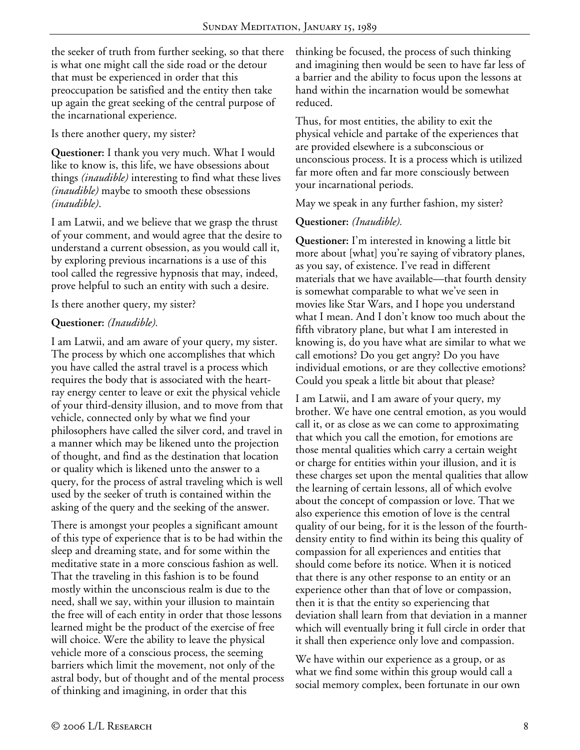the seeker of truth from further seeking, so that there is what one might call the side road or the detour that must be experienced in order that this preoccupation be satisfied and the entity then take up again the great seeking of the central purpose of the incarnational experience.

Is there another query, my sister?

**Questioner:** I thank you very much. What I would like to know is, this life, we have obsessions about things *(inaudible)* interesting to find what these lives *(inaudible)* maybe to smooth these obsessions *(inaudible)*.

I am Latwii, and we believe that we grasp the thrust of your comment, and would agree that the desire to understand a current obsession, as you would call it, by exploring previous incarnations is a use of this tool called the regressive hypnosis that may, indeed, prove helpful to such an entity with such a desire.

Is there another query, my sister?

**Questioner:** *(Inaudible).*

I am Latwii, and am aware of your query, my sister. The process by which one accomplishes that which you have called the astral travel is a process which requires the body that is associated with the heart-ray energy center to leave or exit the physical vehicle of your third-density illusion, and to move from that vehicle, connected only by what we find your philosophers have called the silver cord, and travel in a manner which may be likened unto the projection of thought, and find as the destination that location or quality which is likened unto the answer to a query, for the process of astral traveling which is well used by the seeker of truth is contained within the asking of the query and the seeking of the answer.

There is amongst your peoples a significant amount of this type of experience that is to be had within the sleep and dreaming state, and for some within the meditative state in a more conscious fashion as well. That the traveling in this fashion is to be found mostly within the unconscious realm is due to the need, shall we say, within your illusion to maintain the free will of each entity in order that those lessons learned might be the product of the exercise of free will choice. Were the ability to leave the physical vehicle more of a conscious process, the seeming barriers which limit the movement, not only of the astral body, but of thought and of the mental process of thinking and imagining, in order that this thinking be focused, the process of such thinking and imagining then would be seen to have far less of a barrier and the ability to focus upon the lessons at hand within the incarnation would be somewhat reduced.

Thus, for most entities, the ability to exit the physical vehicle and partake of the experiences that are provided elsewhere is a subconscious or unconscious process. It is a process which is utilized far more often and far more consciously between your incarnational periods.

May we speak in any further fashion, my sister?

**Questioner:** *(Inaudible).*

**Questioner:** I'm interested in knowing a little bit more about [what] you're saying of vibratory planes, as you say, of existence. I've read in different materials that we have available—that fourth density is somewhat comparable to what we've seen in movies like Star Wars, and I hope you understand what I mean. And I don't know too much about the fifth vibratory plane, but what I am interested in knowing is, do you have what are similar to what we call emotions? Do you get angry? Do you have individual emotions, or are they collective emotions? Could you speak a little bit about that please?

I am Latwii, and I am aware of your query, my brother. We have one central emotion, as you would call it, or as close as we can come to approximating that which you call the emotion, for emotions are those mental qualities which carry a certain weight or charge for entities within your illusion, and it is these charges set upon the mental qualities that allow the learning of certain lessons, all of which evolve about the concept of compassion or love. That we also experience this emotion of love is the central quality of our being, for it is the lesson of the fourth-density entity to find within its being this quality of compassion for all experiences and entities that should come before its notice. When it is noticed that there is any other response to an entity or an experience other than that of love or compassion, then it is that the entity so experiencing that deviation shall learn from that deviation in a manner which will eventually bring it full circle in order that it shall then experience only love and compassion.

We have within our experience as a group, or as what we find some within this group would call a social memory complex, been fortunate in our own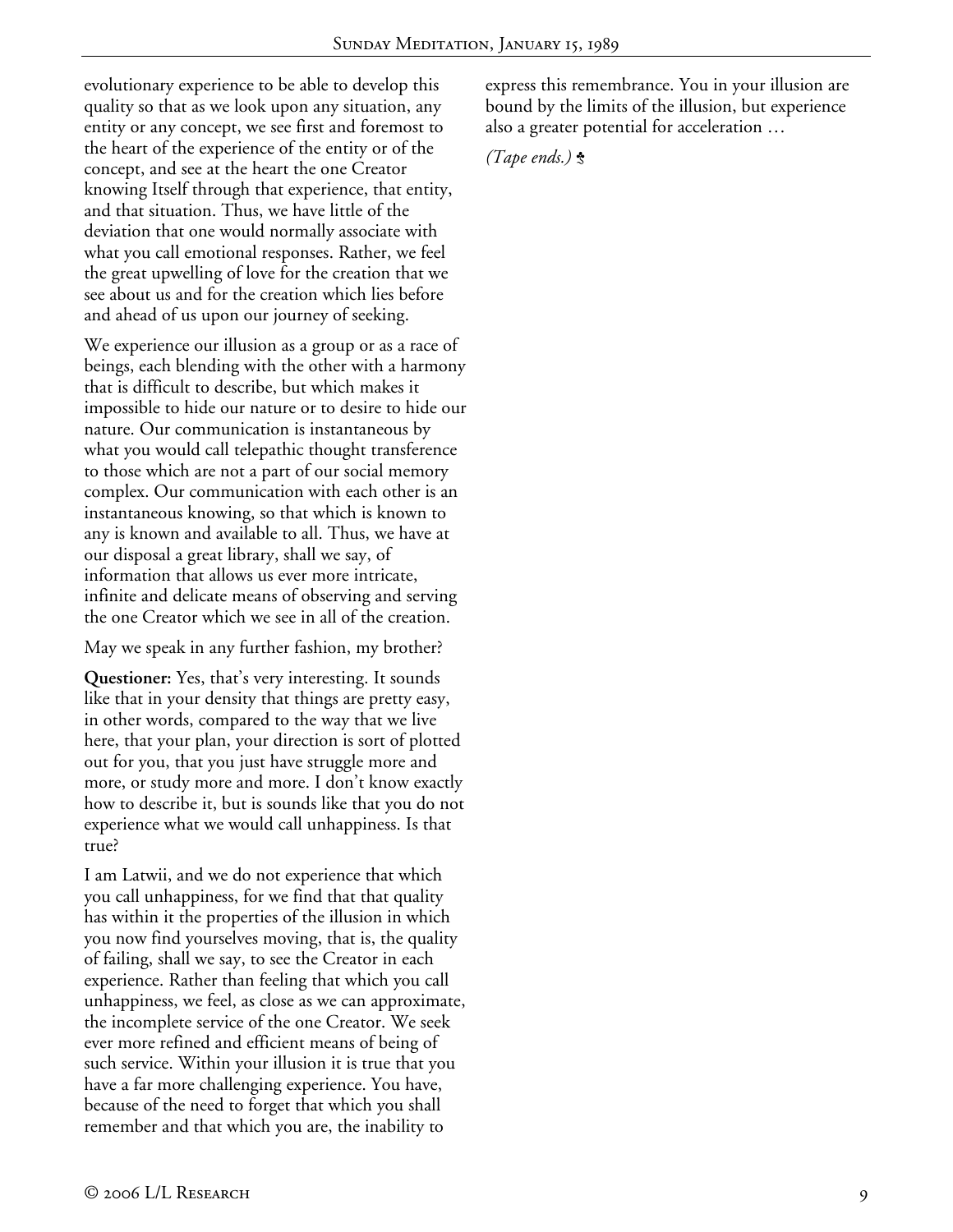evolutionary experience to be able to develop this quality so that as we look upon any situation, any entity or any concept, we see first and foremost to the heart of the experience of the entity or of the concept, and see at the heart the one Creator knowing Itself through that experience, that entity, and that situation. Thus, we have little of the deviation that one would normally associate with what you call emotional responses. Rather, we feel the great upwelling of love for the creation that we see about us and for the creation which lies before and ahead of us upon our journey of seeking.

We experience our illusion as a group or as a race of beings, each blending with the other with a harmony that is difficult to describe, but which makes it impossible to hide our nature or to desire to hide our nature. Our communication is instantaneous by what you would call telepathic thought transference to those which are not a part of our social memory complex. Our communication with each other is an instantaneous knowing, so that which is known to any is known and available to all. Thus, we have at our disposal a great library, shall we say, of information that allows us ever more intricate, infinite and delicate means of observing and serving the one Creator which we see in all of the creation.

May we speak in any further fashion, my brother?

**Questioner:** Yes, that's very interesting. It sounds like that in your density that things are pretty easy, in other words, compared to the way that we live here, that your plan, your direction is sort of plotted out for you, that you just have struggle more and more, or study more and more. I don't know exactly how to describe it, but is sounds like that you do not experience what we would call unhappiness. Is that true?

I am Latwii, and we do not experience that which you call unhappiness, for we find that that quality has within it the properties of the illusion in which you now find yourselves moving, that is, the quality of failing, shall we say, to see the Creator in each experience. Rather than feeling that which you call unhappiness, we feel, as close as we can approximate, the incomplete service of the one Creator. We seek ever more refined and efficient means of being of such service. Within your illusion it is true that you have a far more challenging experience. You have, because of the need to forget that which you shall remember and that which you are, the inability to express this remembrance. You in your illusion are bound by the limits of the illusion, but experience also a greater potential for acceleration …

*(Tape ends.)*